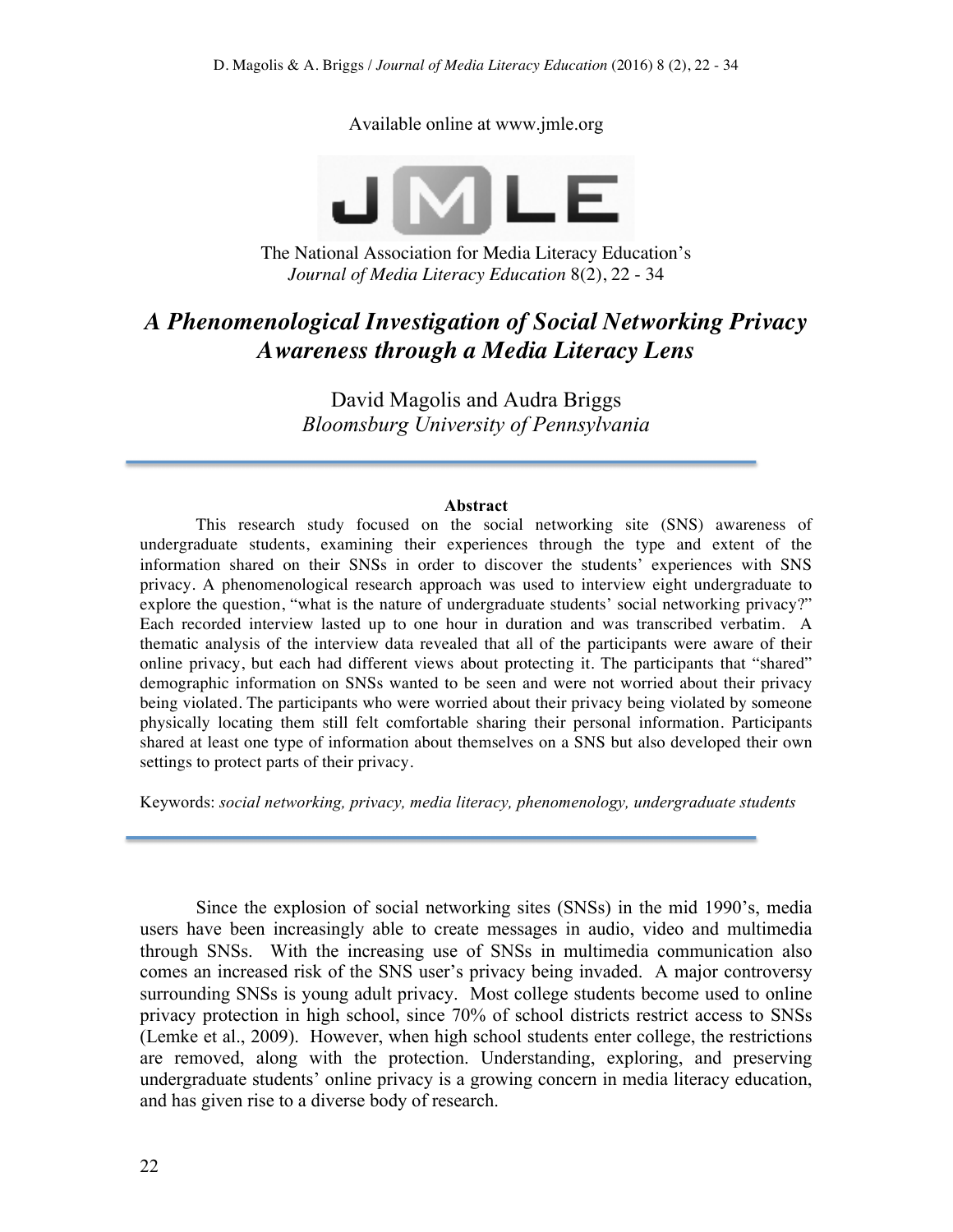Available online at www.jmle.org

The National Association for Media Literacy Education's
*Journal of Media Literacy Education* 8(2), 22 - 34

# *A Phenomenological Investigation of Social Networking Privacy Awareness through a Media Literacy Lens*

David Magolis and Audra Briggs
*Bloomsburg University of Pennsylvania*

---

**Abstract**

This research study focused on the social networking site (SNS) awareness of undergraduate students, examining their experiences through the type and extent of the information shared on their SNSs in order to discover the students' experiences with SNS privacy. A phenomenological research approach was used to interview eight undergraduate to explore the question, "what is the nature of undergraduate students' social networking privacy?" Each recorded interview lasted up to one hour in duration and was transcribed verbatim. A thematic analysis of the interview data revealed that all of the participants were aware of their online privacy, but each had different views about protecting it. The participants that "shared" demographic information on SNSs wanted to be seen and were not worried about their privacy being violated. The participants who were worried about their privacy being violated by someone physically locating them still felt comfortable sharing their personal information. Participants shared at least one type of information about themselves on a SNS but also developed their own settings to protect parts of their privacy.

Keywords: *social networking, privacy, media literacy, phenomenology, undergraduate students*

---

Since the explosion of social networking sites (SNSs) in the mid 1990's, media users have been increasingly able to create messages in audio, video and multimedia through SNSs. With the increasing use of SNSs in multimedia communication also comes an increased risk of the SNS user's privacy being invaded. A major controversy surrounding SNSs is young adult privacy. Most college students become used to online privacy protection in high school, since 70% of school districts restrict access to SNSs (Lemke et al., 2009). However, when high school students enter college, the restrictions are removed, along with the protection. Understanding, exploring, and preserving undergraduate students' online privacy is a growing concern in media literacy education, and has given rise to a diverse body of research.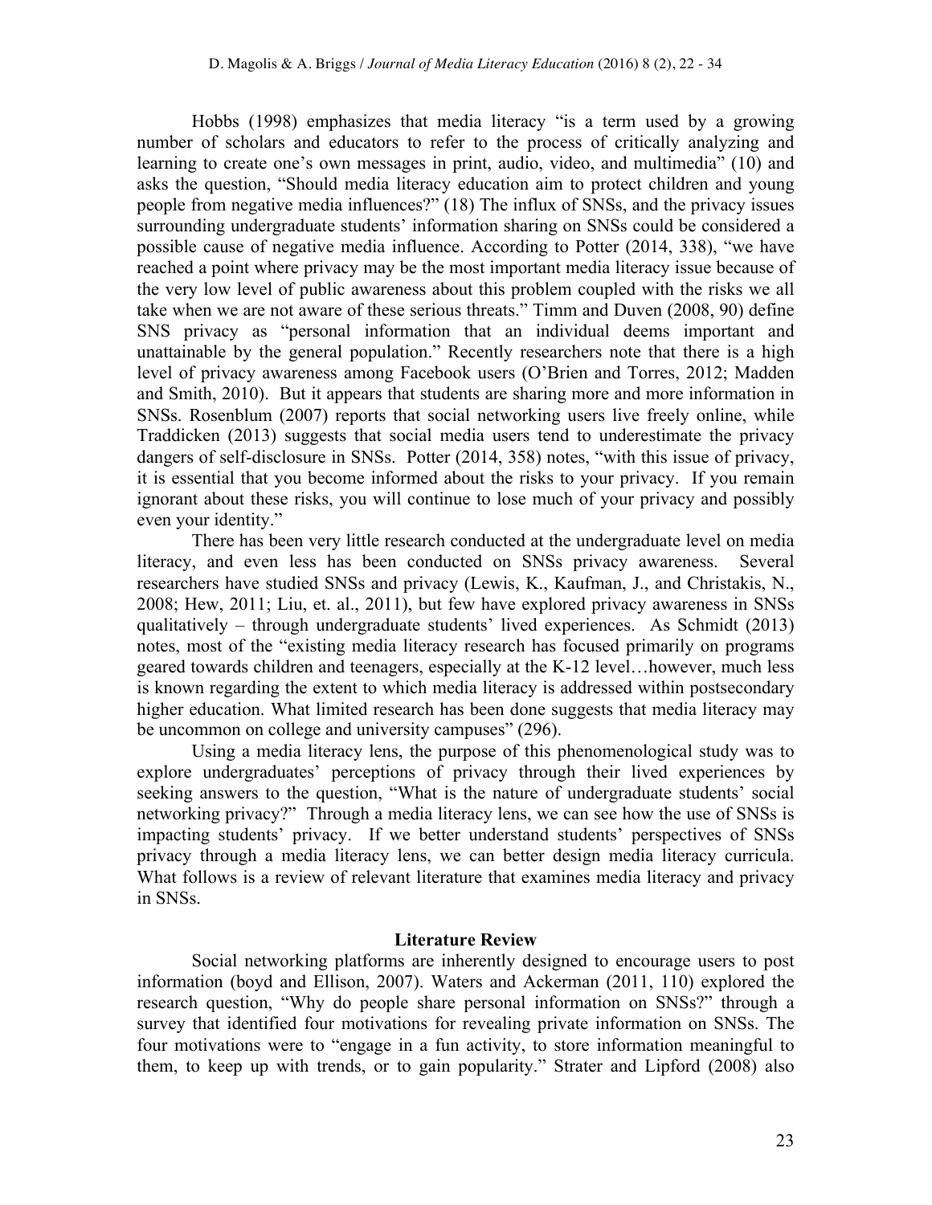Hobbs (1998) emphasizes that media literacy "is a term used by a growing number of scholars and educators to refer to the process of critically analyzing and learning to create one's own messages in print, audio, video, and multimedia" (10) and asks the question, "Should media literacy education aim to protect children and young people from negative media influences?" (18) The influx of SNSs, and the privacy issues surrounding undergraduate students' information sharing on SNSs could be considered a possible cause of negative media influence. According to Potter (2014, 338), "we have reached a point where privacy may be the most important media literacy issue because of the very low level of public awareness about this problem coupled with the risks we all take when we are not aware of these serious threats." Timm and Duven (2008, 90) define SNS privacy as "personal information that an individual deems important and unattainable by the general population." Recently researchers note that there is a high level of privacy awareness among Facebook users (O'Brien and Torres, 2012; Madden and Smith, 2010). But it appears that students are sharing more and more information in SNSs. Rosenblum (2007) reports that social networking users live freely online, while Traddicken (2013) suggests that social media users tend to underestimate the privacy dangers of self-disclosure in SNSs. Potter (2014, 358) notes, "with this issue of privacy, it is essential that you become informed about the risks to your privacy. If you remain ignorant about these risks, you will continue to lose much of your privacy and possibly even your identity."

There has been very little research conducted at the undergraduate level on media literacy, and even less has been conducted on SNSs privacy awareness. Several researchers have studied SNSs and privacy (Lewis, K., Kaufman, J., and Christakis, N., 2008; Hew, 2011; Liu, et. al., 2011), but few have explored privacy awareness in SNSs qualitatively – through undergraduate students' lived experiences. As Schmidt (2013) notes, most of the "existing media literacy research has focused primarily on programs geared towards children and teenagers, especially at the K-12 level…however, much less is known regarding the extent to which media literacy is addressed within postsecondary higher education. What limited research has been done suggests that media literacy may be uncommon on college and university campuses" (296).

Using a media literacy lens, the purpose of this phenomenological study was to explore undergraduates' perceptions of privacy through their lived experiences by seeking answers to the question, "What is the nature of undergraduate students' social networking privacy?" Through a media literacy lens, we can see how the use of SNSs is impacting students' privacy. If we better understand students' perspectives of SNSs privacy through a media literacy lens, we can better design media literacy curricula. What follows is a review of relevant literature that examines media literacy and privacy in SNSs.

## Literature Review

Social networking platforms are inherently designed to encourage users to post information (boyd and Ellison, 2007). Waters and Ackerman (2011, 110) explored the research question, "Why do people share personal information on SNSs?" through a survey that identified four motivations for revealing private information on SNSs. The four motivations were to "engage in a fun activity, to store information meaningful to them, to keep up with trends, or to gain popularity." Strater and Lipford (2008) also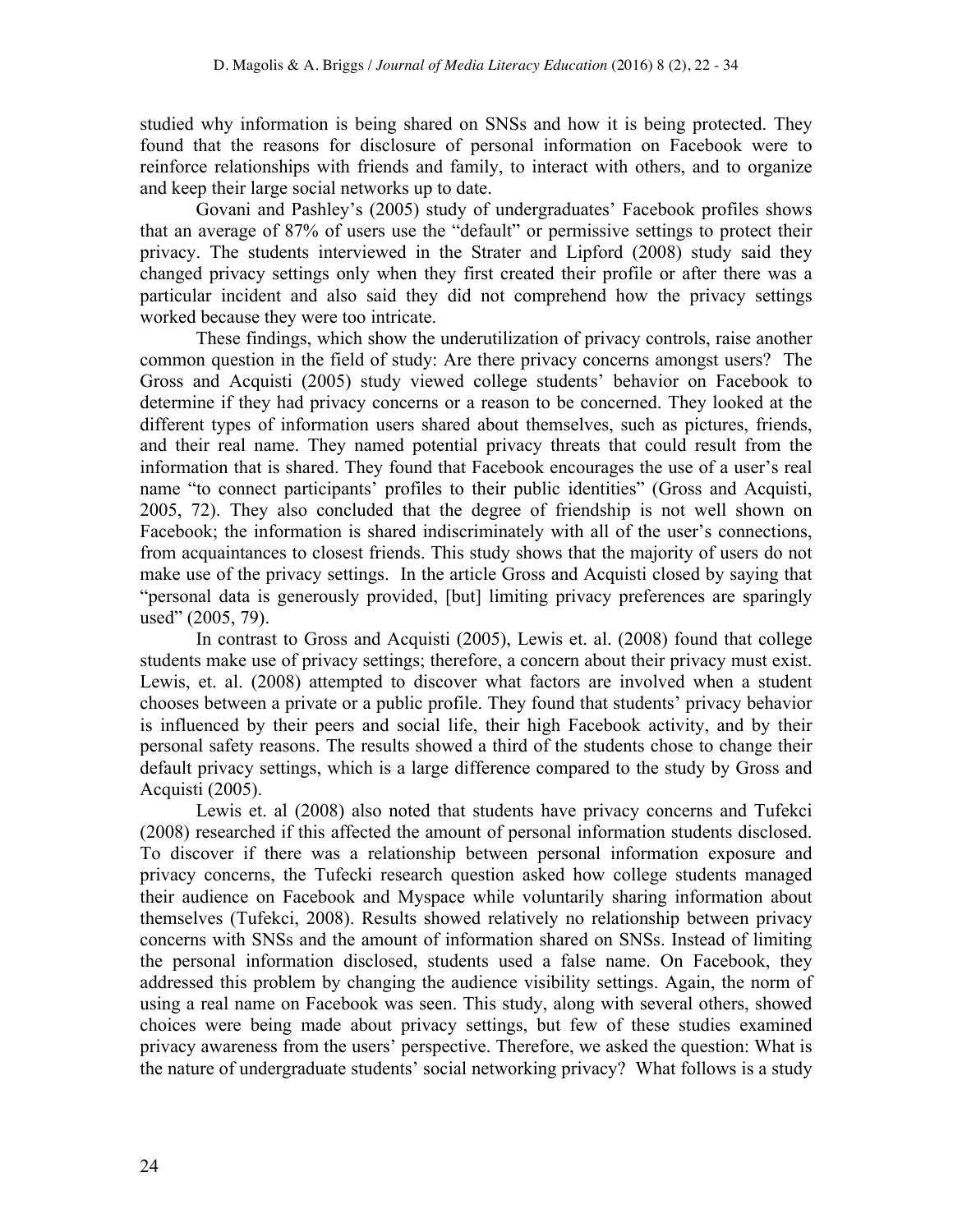studied why information is being shared on SNSs and how it is being protected. They found that the reasons for disclosure of personal information on Facebook were to reinforce relationships with friends and family, to interact with others, and to organize and keep their large social networks up to date.

Govani and Pashley's (2005) study of undergraduates' Facebook profiles shows that an average of 87% of users use the "default" or permissive settings to protect their privacy. The students interviewed in the Strater and Lipford (2008) study said they changed privacy settings only when they first created their profile or after there was a particular incident and also said they did not comprehend how the privacy settings worked because they were too intricate.

These findings, which show the underutilization of privacy controls, raise another common question in the field of study: Are there privacy concerns amongst users? The Gross and Acquisti (2005) study viewed college students' behavior on Facebook to determine if they had privacy concerns or a reason to be concerned. They looked at the different types of information users shared about themselves, such as pictures, friends, and their real name. They named potential privacy threats that could result from the information that is shared. They found that Facebook encourages the use of a user's real name "to connect participants' profiles to their public identities" (Gross and Acquisti, 2005, 72). They also concluded that the degree of friendship is not well shown on Facebook; the information is shared indiscriminately with all of the user's connections, from acquaintances to closest friends. This study shows that the majority of users do not make use of the privacy settings. In the article Gross and Acquisti closed by saying that "personal data is generously provided, [but] limiting privacy preferences are sparingly used" (2005, 79).

In contrast to Gross and Acquisti (2005), Lewis et. al. (2008) found that college students make use of privacy settings; therefore, a concern about their privacy must exist. Lewis, et. al. (2008) attempted to discover what factors are involved when a student chooses between a private or a public profile. They found that students' privacy behavior is influenced by their peers and social life, their high Facebook activity, and by their personal safety reasons. The results showed a third of the students chose to change their default privacy settings, which is a large difference compared to the study by Gross and Acquisti (2005).

Lewis et. al (2008) also noted that students have privacy concerns and Tufekci (2008) researched if this affected the amount of personal information students disclosed. To discover if there was a relationship between personal information exposure and privacy concerns, the Tufecki research question asked how college students managed their audience on Facebook and Myspace while voluntarily sharing information about themselves (Tufekci, 2008). Results showed relatively no relationship between privacy concerns with SNSs and the amount of information shared on SNSs. Instead of limiting the personal information disclosed, students used a false name. On Facebook, they addressed this problem by changing the audience visibility settings. Again, the norm of using a real name on Facebook was seen. This study, along with several others, showed choices were being made about privacy settings, but few of these studies examined privacy awareness from the users' perspective. Therefore, we asked the question: What is the nature of undergraduate students' social networking privacy? What follows is a study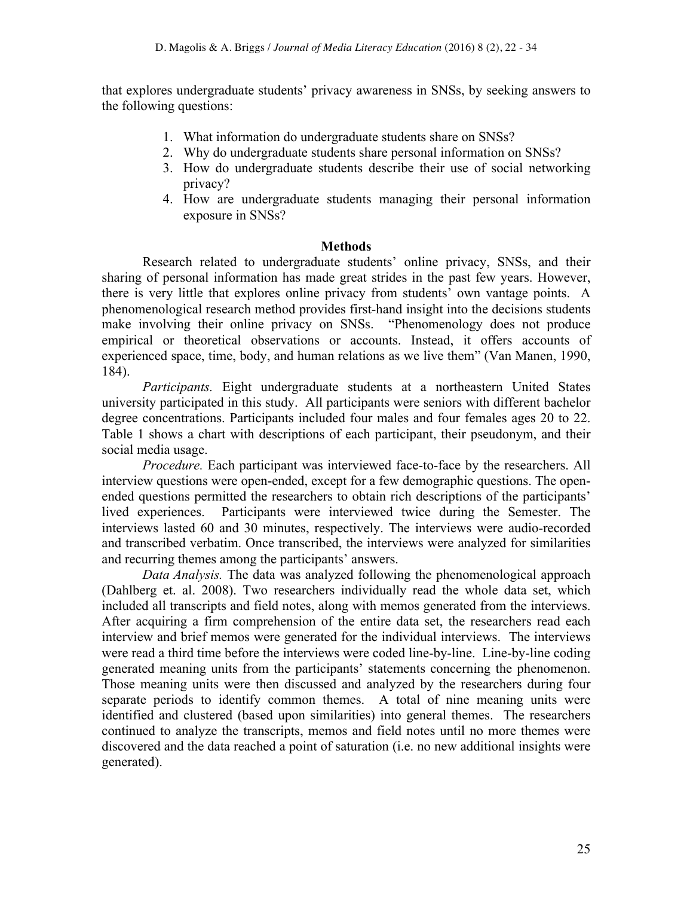that explores undergraduate students' privacy awareness in SNSs, by seeking answers to the following questions:

1. What information do undergraduate students share on SNSs?
2. Why do undergraduate students share personal information on SNSs?
3. How do undergraduate students describe their use of social networking privacy?
4. How are undergraduate students managing their personal information exposure in SNSs?

## Methods

Research related to undergraduate students' online privacy, SNSs, and their sharing of personal information has made great strides in the past few years. However, there is very little that explores online privacy from students' own vantage points. A phenomenological research method provides first-hand insight into the decisions students make involving their online privacy on SNSs. "Phenomenology does not produce empirical or theoretical observations or accounts. Instead, it offers accounts of experienced space, time, body, and human relations as we live them" (Van Manen, 1990, 184).

*Participants.* Eight undergraduate students at a northeastern United States university participated in this study. All participants were seniors with different bachelor degree concentrations. Participants included four males and four females ages 20 to 22. Table 1 shows a chart with descriptions of each participant, their pseudonym, and their social media usage.

*Procedure.* Each participant was interviewed face-to-face by the researchers. All interview questions were open-ended, except for a few demographic questions. The open-ended questions permitted the researchers to obtain rich descriptions of the participants' lived experiences. Participants were interviewed twice during the Semester. The interviews lasted 60 and 30 minutes, respectively. The interviews were audio-recorded and transcribed verbatim. Once transcribed, the interviews were analyzed for similarities and recurring themes among the participants' answers.

*Data Analysis.* The data was analyzed following the phenomenological approach (Dahlberg et. al. 2008). Two researchers individually read the whole data set, which included all transcripts and field notes, along with memos generated from the interviews. After acquiring a firm comprehension of the entire data set, the researchers read each interview and brief memos were generated for the individual interviews. The interviews were read a third time before the interviews were coded line-by-line. Line-by-line coding generated meaning units from the participants' statements concerning the phenomenon. Those meaning units were then discussed and analyzed by the researchers during four separate periods to identify common themes. A total of nine meaning units were identified and clustered (based upon similarities) into general themes. The researchers continued to analyze the transcripts, memos and field notes until no more themes were discovered and the data reached a point of saturation (i.e. no new additional insights were generated).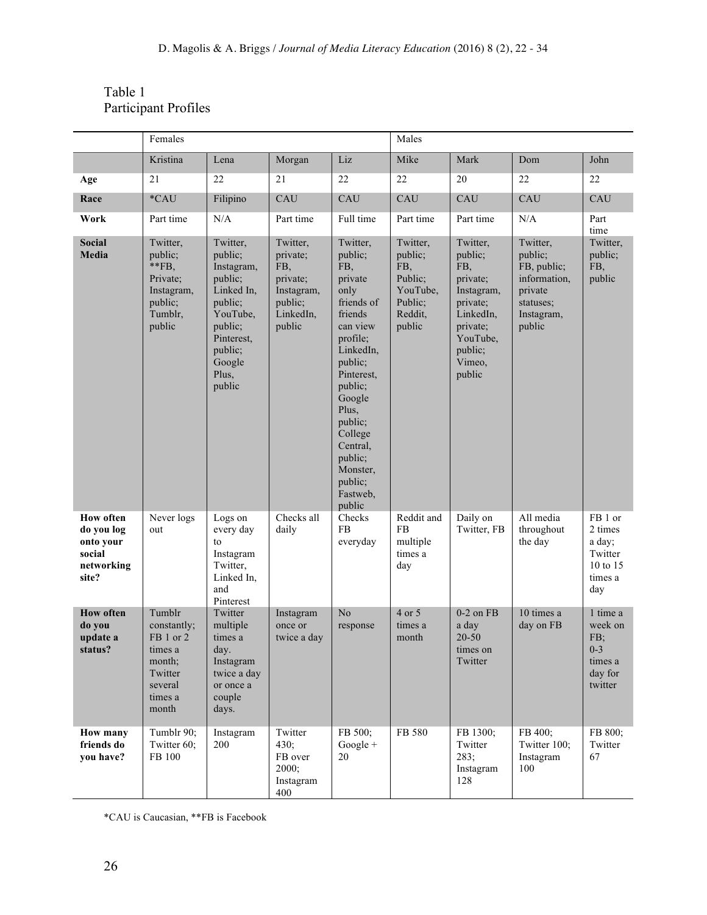Table 1
Participant Profiles

| | Females | | | | Males | | | |
|---|---|---|---|---|---|---|---|---|
| | Kristina | Lena | Morgan | Liz | Mike | Mark | Dom | John |
| **Age** | 21 | 22 | 21 | 22 | 22 | 20 | 22 | 22 |
| **Race** | *CAU | Filipino | CAU | CAU | CAU | CAU | CAU | CAU |
| **Work** | Part time | N/A | Part time | Full time | Part time | Part time | N/A | Part time |
| **Social Media** | Twitter, public; **FB, Private; Instagram, public; Tumblr, public | Twitter, public; Instagram, public; Linked In, public; YouTube, public; Pinterest, public; Google Plus, public | Twitter, private; FB, private; Instagram, public; LinkedIn, public | Twitter, public; FB, private only friends of friends can view profile; LinkedIn, public; Pinterest, public; Google Plus, public; College Central, public; Monster, public; Fastweb, public | Twitter, public; FB, Public; YouTube, Public; Reddit, public | Twitter, public; FB, private; Instagram, private; LinkedIn, private; YouTube, public; Vimeo, public | Twitter, public; FB, public; information, private statuses; Instagram, public | Twitter, public; FB, public |
| **How often do you log onto your social networking site?** | Never logs out | Logs on every day to Instagram Twitter, Linked In, and Pinterest | Checks all daily | Checks FB everyday | Reddit and FB multiple times a day | Daily on Twitter, FB | All media throughout the day | FB 1 or 2 times a day; Twitter 10 to 15 times a day |
| **How often do you update a status?** | Tumblr constantly; FB 1 or 2 times a month; Twitter several times a month | Twitter multiple times a day. Instagram twice a day or once a couple days. | Instagram once or twice a day | No response | 4 or 5 times a month | 0-2 on FB a day 20-50 times on Twitter | 10 times a day on FB | 1 time a week on FB; 0-3 times a day for twitter |
| **How many friends do you have?** | Tumblr 90; Twitter 60; FB 100 | Instagram 200 | Twitter 430; FB over 2000; Instagram 400 | FB 500; Google + 20 | FB 580 | FB 1300; Twitter 283; Instagram 128 | FB 400; Twitter 100; Instagram 100 | FB 800; Twitter 67 |

*CAU is Caucasian, **FB is Facebook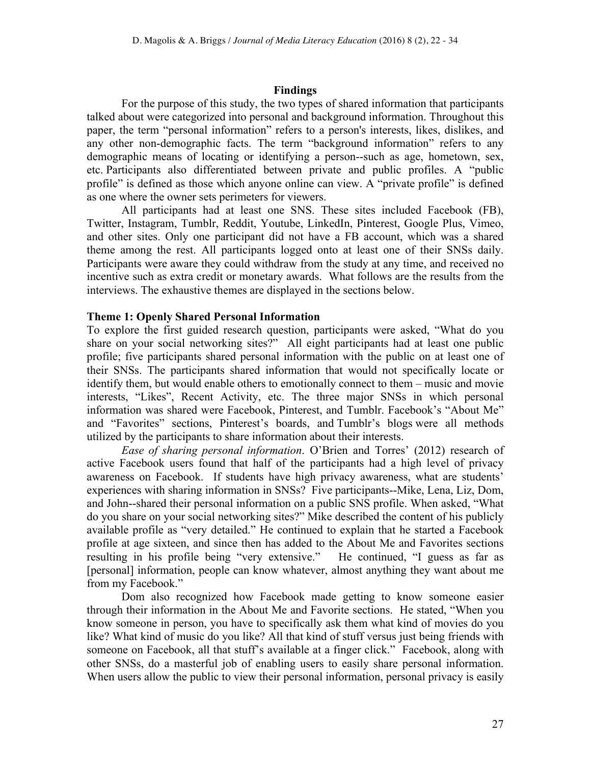## Findings

For the purpose of this study, the two types of shared information that participants talked about were categorized into personal and background information. Throughout this paper, the term "personal information" refers to a person's interests, likes, dislikes, and any other non-demographic facts. The term "background information" refers to any demographic means of locating or identifying a person--such as age, hometown, sex, etc. Participants also differentiated between private and public profiles. A "public profile" is defined as those which anyone online can view. A "private profile" is defined as one where the owner sets perimeters for viewers.

All participants had at least one SNS. These sites included Facebook (FB), Twitter, Instagram, Tumblr, Reddit, Youtube, LinkedIn, Pinterest, Google Plus, Vimeo, and other sites. Only one participant did not have a FB account, which was a shared theme among the rest. All participants logged onto at least one of their SNSs daily. Participants were aware they could withdraw from the study at any time, and received no incentive such as extra credit or monetary awards. What follows are the results from the interviews. The exhaustive themes are displayed in the sections below.

### Theme 1: Openly Shared Personal Information

To explore the first guided research question, participants were asked, "What do you share on your social networking sites?" All eight participants had at least one public profile; five participants shared personal information with the public on at least one of their SNSs. The participants shared information that would not specifically locate or identify them, but would enable others to emotionally connect to them – music and movie interests, "Likes", Recent Activity, etc. The three major SNSs in which personal information was shared were Facebook, Pinterest, and Tumblr. Facebook's "About Me" and "Favorites" sections, Pinterest's boards, and Tumblr's blogs were all methods utilized by the participants to share information about their interests.

*Ease of sharing personal information*. O'Brien and Torres' (2012) research of active Facebook users found that half of the participants had a high level of privacy awareness on Facebook. If students have high privacy awareness, what are students' experiences with sharing information in SNSs? Five participants--Mike, Lena, Liz, Dom, and John--shared their personal information on a public SNS profile. When asked, "What do you share on your social networking sites?" Mike described the content of his publicly available profile as "very detailed." He continued to explain that he started a Facebook profile at age sixteen, and since then has added to the About Me and Favorites sections resulting in his profile being "very extensive." He continued, "I guess as far as [personal] information, people can know whatever, almost anything they want about me from my Facebook."

Dom also recognized how Facebook made getting to know someone easier through their information in the About Me and Favorite sections. He stated, "When you know someone in person, you have to specifically ask them what kind of movies do you like? What kind of music do you like? All that kind of stuff versus just being friends with someone on Facebook, all that stuff's available at a finger click." Facebook, along with other SNSs, do a masterful job of enabling users to easily share personal information. When users allow the public to view their personal information, personal privacy is easily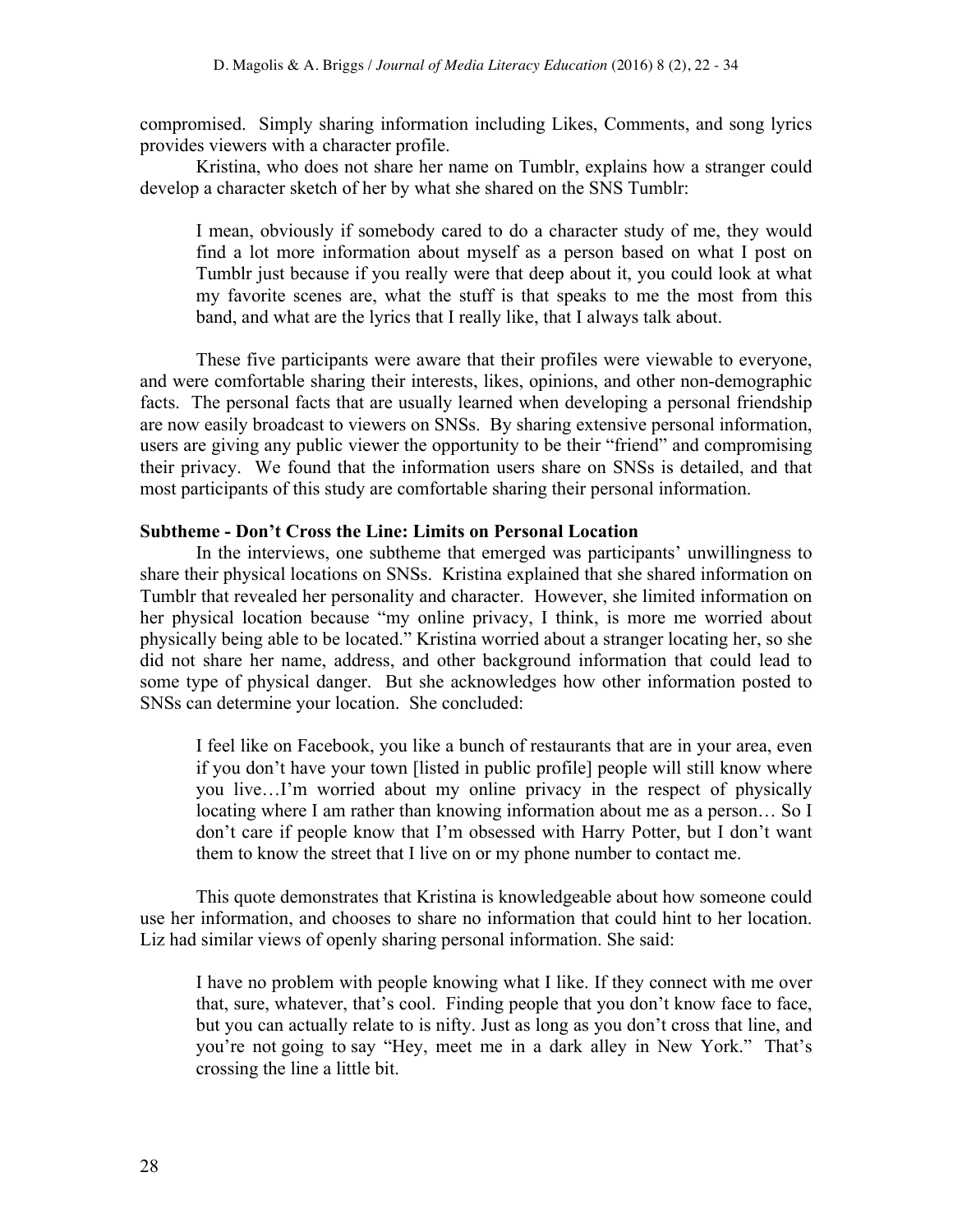compromised. Simply sharing information including Likes, Comments, and song lyrics provides viewers with a character profile.

Kristina, who does not share her name on Tumblr, explains how a stranger could develop a character sketch of her by what she shared on the SNS Tumblr:

> I mean, obviously if somebody cared to do a character study of me, they would find a lot more information about myself as a person based on what I post on Tumblr just because if you really were that deep about it, you could look at what my favorite scenes are, what the stuff is that speaks to me the most from this band, and what are the lyrics that I really like, that I always talk about.

These five participants were aware that their profiles were viewable to everyone, and were comfortable sharing their interests, likes, opinions, and other non-demographic facts. The personal facts that are usually learned when developing a personal friendship are now easily broadcast to viewers on SNSs. By sharing extensive personal information, users are giving any public viewer the opportunity to be their "friend" and compromising their privacy. We found that the information users share on SNSs is detailed, and that most participants of this study are comfortable sharing their personal information.

**Subtheme - Don't Cross the Line: Limits on Personal Location**

In the interviews, one subtheme that emerged was participants' unwillingness to share their physical locations on SNSs. Kristina explained that she shared information on Tumblr that revealed her personality and character. However, she limited information on her physical location because "my online privacy, I think, is more me worried about physically being able to be located." Kristina worried about a stranger locating her, so she did not share her name, address, and other background information that could lead to some type of physical danger. But she acknowledges how other information posted to SNSs can determine your location. She concluded:

> I feel like on Facebook, you like a bunch of restaurants that are in your area, even if you don't have your town [listed in public profile] people will still know where you live…I'm worried about my online privacy in the respect of physically locating where I am rather than knowing information about me as a person… So I don't care if people know that I'm obsessed with Harry Potter, but I don't want them to know the street that I live on or my phone number to contact me.

This quote demonstrates that Kristina is knowledgeable about how someone could use her information, and chooses to share no information that could hint to her location. Liz had similar views of openly sharing personal information. She said:

> I have no problem with people knowing what I like. If they connect with me over that, sure, whatever, that's cool. Finding people that you don't know face to face, but you can actually relate to is nifty. Just as long as you don't cross that line, and you're not going to say "Hey, meet me in a dark alley in New York." That's crossing the line a little bit.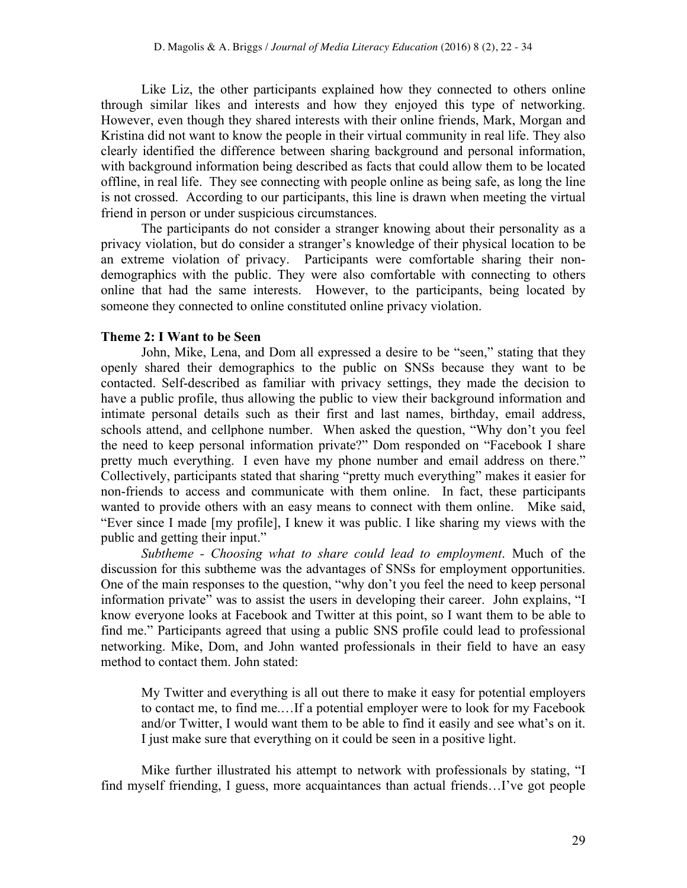Like Liz, the other participants explained how they connected to others online through similar likes and interests and how they enjoyed this type of networking. However, even though they shared interests with their online friends, Mark, Morgan and Kristina did not want to know the people in their virtual community in real life. They also clearly identified the difference between sharing background and personal information, with background information being described as facts that could allow them to be located offline, in real life. They see connecting with people online as being safe, as long the line is not crossed. According to our participants, this line is drawn when meeting the virtual friend in person or under suspicious circumstances.

The participants do not consider a stranger knowing about their personality as a privacy violation, but do consider a stranger's knowledge of their physical location to be an extreme violation of privacy. Participants were comfortable sharing their non-demographics with the public. They were also comfortable with connecting to others online that had the same interests. However, to the participants, being located by someone they connected to online constituted online privacy violation.

### Theme 2: I Want to be Seen

John, Mike, Lena, and Dom all expressed a desire to be "seen," stating that they openly shared their demographics to the public on SNSs because they want to be contacted. Self-described as familiar with privacy settings, they made the decision to have a public profile, thus allowing the public to view their background information and intimate personal details such as their first and last names, birthday, email address, schools attend, and cellphone number. When asked the question, "Why don't you feel the need to keep personal information private?" Dom responded on "Facebook I share pretty much everything. I even have my phone number and email address on there." Collectively, participants stated that sharing "pretty much everything" makes it easier for non-friends to access and communicate with them online. In fact, these participants wanted to provide others with an easy means to connect with them online. Mike said, "Ever since I made [my profile], I knew it was public. I like sharing my views with the public and getting their input."

*Subtheme - Choosing what to share could lead to employment*. Much of the discussion for this subtheme was the advantages of SNSs for employment opportunities. One of the main responses to the question, "why don't you feel the need to keep personal information private" was to assist the users in developing their career. John explains, "I know everyone looks at Facebook and Twitter at this point, so I want them to be able to find me." Participants agreed that using a public SNS profile could lead to professional networking. Mike, Dom, and John wanted professionals in their field to have an easy method to contact them. John stated:

> My Twitter and everything is all out there to make it easy for potential employers to contact me, to find me.…If a potential employer were to look for my Facebook and/or Twitter, I would want them to be able to find it easily and see what's on it. I just make sure that everything on it could be seen in a positive light.

Mike further illustrated his attempt to network with professionals by stating, "I find myself friending, I guess, more acquaintances than actual friends…I've got people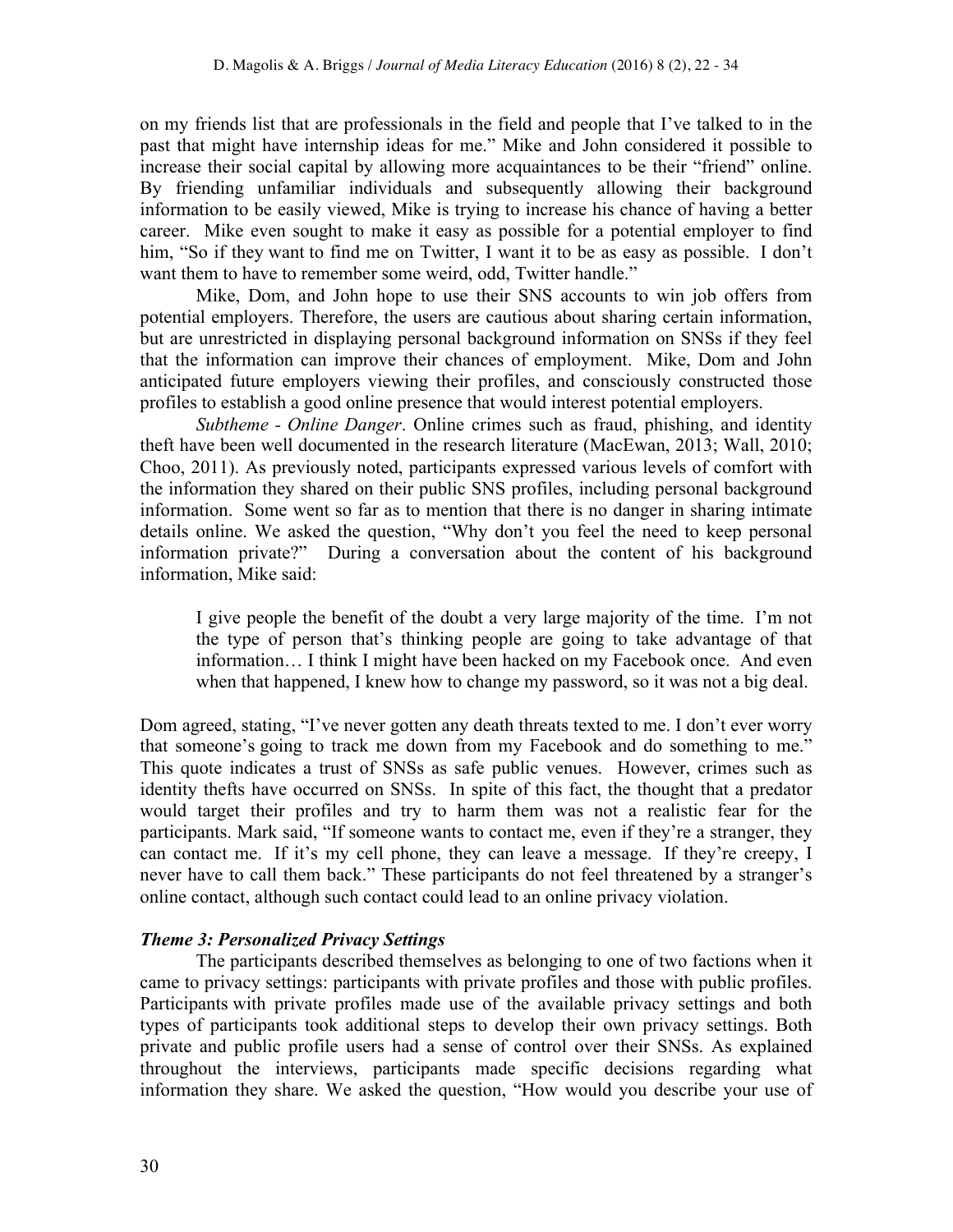on my friends list that are professionals in the field and people that I've talked to in the past that might have internship ideas for me." Mike and John considered it possible to increase their social capital by allowing more acquaintances to be their "friend" online. By friending unfamiliar individuals and subsequently allowing their background information to be easily viewed, Mike is trying to increase his chance of having a better career. Mike even sought to make it easy as possible for a potential employer to find him, "So if they want to find me on Twitter, I want it to be as easy as possible. I don't want them to have to remember some weird, odd, Twitter handle."

Mike, Dom, and John hope to use their SNS accounts to win job offers from potential employers. Therefore, the users are cautious about sharing certain information, but are unrestricted in displaying personal background information on SNSs if they feel that the information can improve their chances of employment. Mike, Dom and John anticipated future employers viewing their profiles, and consciously constructed those profiles to establish a good online presence that would interest potential employers.

*Subtheme - Online Danger*. Online crimes such as fraud, phishing, and identity theft have been well documented in the research literature (MacEwan, 2013; Wall, 2010; Choo, 2011). As previously noted, participants expressed various levels of comfort with the information they shared on their public SNS profiles, including personal background information. Some went so far as to mention that there is no danger in sharing intimate details online. We asked the question, "Why don't you feel the need to keep personal information private?" During a conversation about the content of his background information, Mike said:

> I give people the benefit of the doubt a very large majority of the time. I'm not the type of person that's thinking people are going to take advantage of that information… I think I might have been hacked on my Facebook once. And even when that happened, I knew how to change my password, so it was not a big deal.

Dom agreed, stating, "I've never gotten any death threats texted to me. I don't ever worry that someone's going to track me down from my Facebook and do something to me." This quote indicates a trust of SNSs as safe public venues. However, crimes such as identity thefts have occurred on SNSs. In spite of this fact, the thought that a predator would target their profiles and try to harm them was not a realistic fear for the participants. Mark said, "If someone wants to contact me, even if they're a stranger, they can contact me. If it's my cell phone, they can leave a message. If they're creepy, I never have to call them back." These participants do not feel threatened by a stranger's online contact, although such contact could lead to an online privacy violation.

### *Theme 3: Personalized Privacy Settings*

The participants described themselves as belonging to one of two factions when it came to privacy settings: participants with private profiles and those with public profiles. Participants with private profiles made use of the available privacy settings and both types of participants took additional steps to develop their own privacy settings. Both private and public profile users had a sense of control over their SNSs. As explained throughout the interviews, participants made specific decisions regarding what information they share. We asked the question, "How would you describe your use of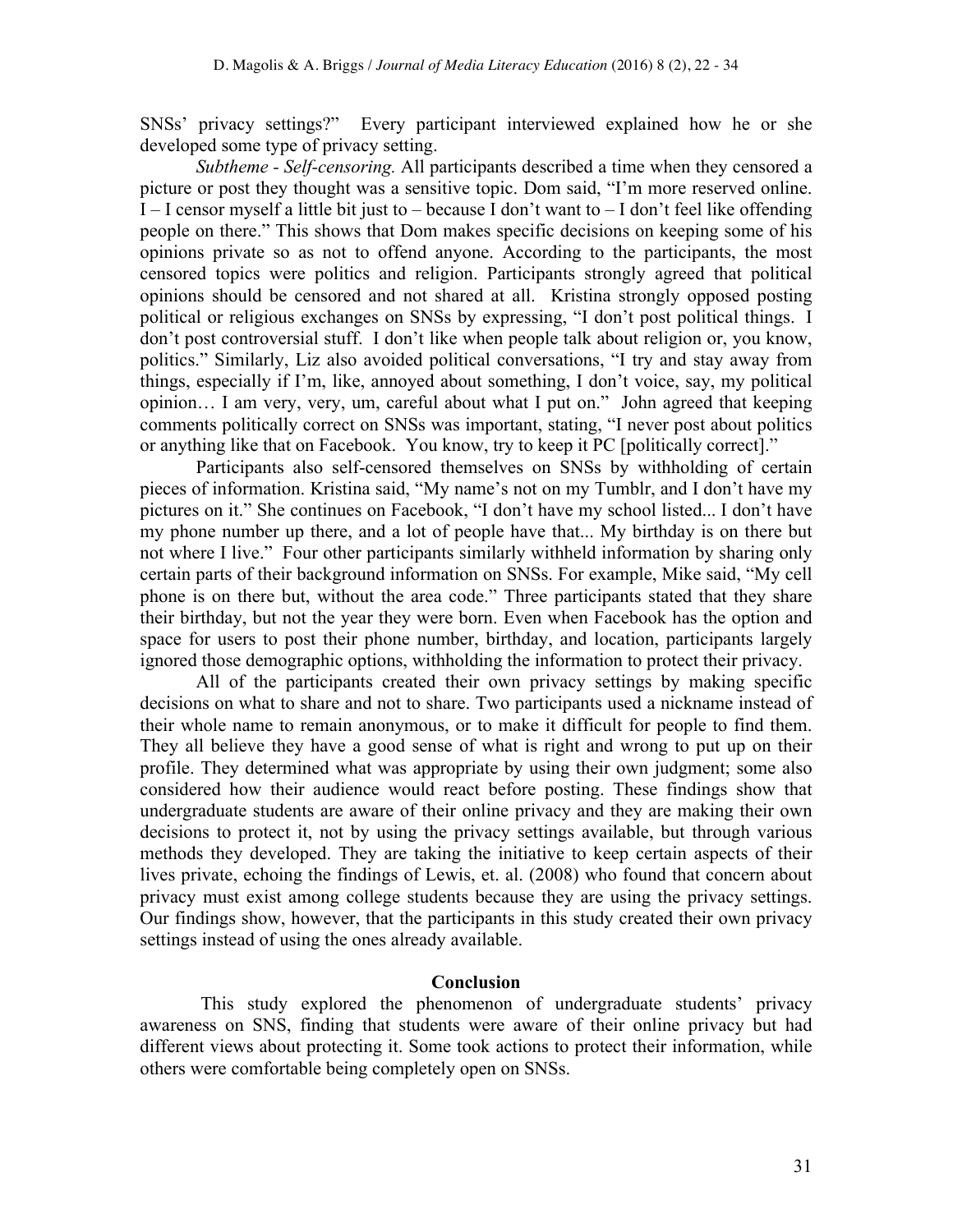SNSs' privacy settings?" Every participant interviewed explained how he or she developed some type of privacy setting.

*Subtheme - Self-censoring.* All participants described a time when they censored a picture or post they thought was a sensitive topic. Dom said, "I'm more reserved online. I – I censor myself a little bit just to – because I don't want to – I don't feel like offending people on there." This shows that Dom makes specific decisions on keeping some of his opinions private so as not to offend anyone. According to the participants, the most censored topics were politics and religion. Participants strongly agreed that political opinions should be censored and not shared at all. Kristina strongly opposed posting political or religious exchanges on SNSs by expressing, "I don't post political things. I don't post controversial stuff. I don't like when people talk about religion or, you know, politics." Similarly, Liz also avoided political conversations, "I try and stay away from things, especially if I'm, like, annoyed about something, I don't voice, say, my political opinion… I am very, very, um, careful about what I put on." John agreed that keeping comments politically correct on SNSs was important, stating, "I never post about politics or anything like that on Facebook. You know, try to keep it PC [politically correct]."

Participants also self-censored themselves on SNSs by withholding of certain pieces of information. Kristina said, "My name's not on my Tumblr, and I don't have my pictures on it." She continues on Facebook, "I don't have my school listed... I don't have my phone number up there, and a lot of people have that... My birthday is on there but not where I live." Four other participants similarly withheld information by sharing only certain parts of their background information on SNSs. For example, Mike said, "My cell phone is on there but, without the area code." Three participants stated that they share their birthday, but not the year they were born. Even when Facebook has the option and space for users to post their phone number, birthday, and location, participants largely ignored those demographic options, withholding the information to protect their privacy.

All of the participants created their own privacy settings by making specific decisions on what to share and not to share. Two participants used a nickname instead of their whole name to remain anonymous, or to make it difficult for people to find them. They all believe they have a good sense of what is right and wrong to put up on their profile. They determined what was appropriate by using their own judgment; some also considered how their audience would react before posting. These findings show that undergraduate students are aware of their online privacy and they are making their own decisions to protect it, not by using the privacy settings available, but through various methods they developed. They are taking the initiative to keep certain aspects of their lives private, echoing the findings of Lewis, et. al. (2008) who found that concern about privacy must exist among college students because they are using the privacy settings. Our findings show, however, that the participants in this study created their own privacy settings instead of using the ones already available.

## Conclusion

This study explored the phenomenon of undergraduate students' privacy awareness on SNS, finding that students were aware of their online privacy but had different views about protecting it. Some took actions to protect their information, while others were comfortable being completely open on SNSs.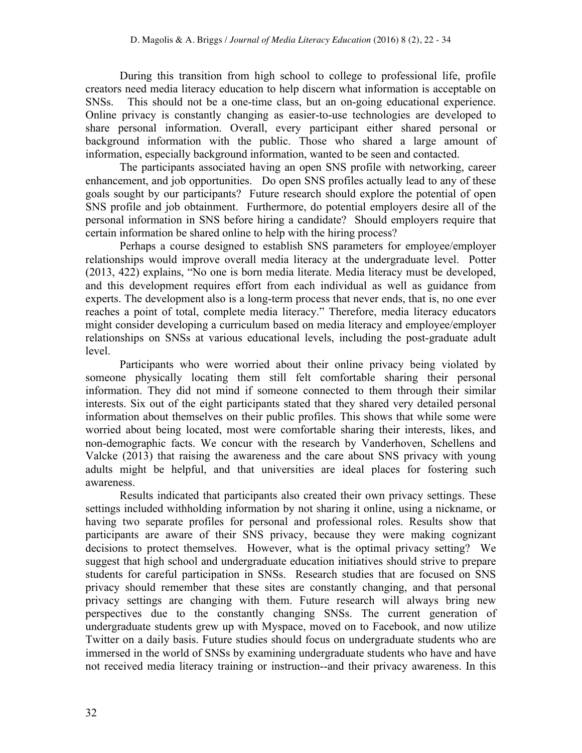During this transition from high school to college to professional life, profile creators need media literacy education to help discern what information is acceptable on SNSs. This should not be a one-time class, but an on-going educational experience. Online privacy is constantly changing as easier-to-use technologies are developed to share personal information. Overall, every participant either shared personal or background information with the public. Those who shared a large amount of information, especially background information, wanted to be seen and contacted.

The participants associated having an open SNS profile with networking, career enhancement, and job opportunities. Do open SNS profiles actually lead to any of these goals sought by our participants? Future research should explore the potential of open SNS profile and job obtainment. Furthermore, do potential employers desire all of the personal information in SNS before hiring a candidate? Should employers require that certain information be shared online to help with the hiring process?

Perhaps a course designed to establish SNS parameters for employee/employer relationships would improve overall media literacy at the undergraduate level. Potter (2013, 422) explains, "No one is born media literate. Media literacy must be developed, and this development requires effort from each individual as well as guidance from experts. The development also is a long-term process that never ends, that is, no one ever reaches a point of total, complete media literacy." Therefore, media literacy educators might consider developing a curriculum based on media literacy and employee/employer relationships on SNSs at various educational levels, including the post-graduate adult level.

Participants who were worried about their online privacy being violated by someone physically locating them still felt comfortable sharing their personal information. They did not mind if someone connected to them through their similar interests. Six out of the eight participants stated that they shared very detailed personal information about themselves on their public profiles. This shows that while some were worried about being located, most were comfortable sharing their interests, likes, and non-demographic facts. We concur with the research by Vanderhoven, Schellens and Valcke (2013) that raising the awareness and the care about SNS privacy with young adults might be helpful, and that universities are ideal places for fostering such awareness.

Results indicated that participants also created their own privacy settings. These settings included withholding information by not sharing it online, using a nickname, or having two separate profiles for personal and professional roles. Results show that participants are aware of their SNS privacy, because they were making cognizant decisions to protect themselves. However, what is the optimal privacy setting? We suggest that high school and undergraduate education initiatives should strive to prepare students for careful participation in SNSs. Research studies that are focused on SNS privacy should remember that these sites are constantly changing, and that personal privacy settings are changing with them. Future research will always bring new perspectives due to the constantly changing SNSs. The current generation of undergraduate students grew up with Myspace, moved on to Facebook, and now utilize Twitter on a daily basis. Future studies should focus on undergraduate students who are immersed in the world of SNSs by examining undergraduate students who have and have not received media literacy training or instruction--and their privacy awareness. In this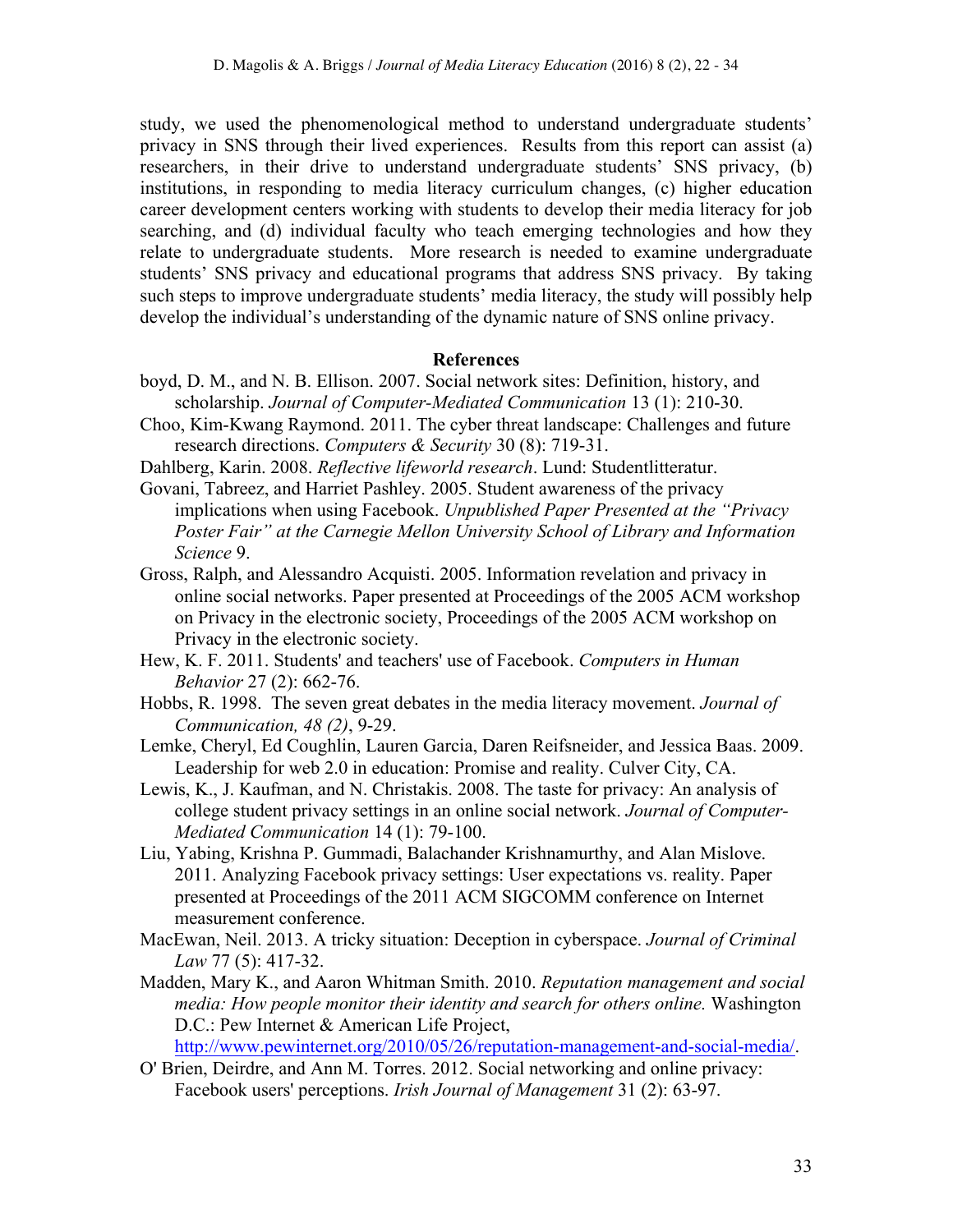study, we used the phenomenological method to understand undergraduate students' privacy in SNS through their lived experiences. Results from this report can assist (a) researchers, in their drive to understand undergraduate students' SNS privacy, (b) institutions, in responding to media literacy curriculum changes, (c) higher education career development centers working with students to develop their media literacy for job searching, and (d) individual faculty who teach emerging technologies and how they relate to undergraduate students. More research is needed to examine undergraduate students' SNS privacy and educational programs that address SNS privacy. By taking such steps to improve undergraduate students' media literacy, the study will possibly help develop the individual's understanding of the dynamic nature of SNS online privacy.

## References

boyd, D. M., and N. B. Ellison. 2007. Social network sites: Definition, history, and scholarship. *Journal of Computer-Mediated Communication* 13 (1): 210-30.

Choo, Kim-Kwang Raymond. 2011. The cyber threat landscape: Challenges and future research directions. *Computers & Security* 30 (8): 719-31.

Dahlberg, Karin. 2008. *Reflective lifeworld research*. Lund: Studentlitteratur.

Govani, Tabreez, and Harriet Pashley. 2005. Student awareness of the privacy implications when using Facebook. *Unpublished Paper Presented at the "Privacy Poster Fair" at the Carnegie Mellon University School of Library and Information Science* 9.

Gross, Ralph, and Alessandro Acquisti. 2005. Information revelation and privacy in online social networks. Paper presented at Proceedings of the 2005 ACM workshop on Privacy in the electronic society, Proceedings of the 2005 ACM workshop on Privacy in the electronic society.

Hew, K. F. 2011. Students' and teachers' use of Facebook. *Computers in Human Behavior* 27 (2): 662-76.

Hobbs, R. 1998. The seven great debates in the media literacy movement. *Journal of Communication, 48 (2)*, 9-29.

Lemke, Cheryl, Ed Coughlin, Lauren Garcia, Daren Reifsneider, and Jessica Baas. 2009. Leadership for web 2.0 in education: Promise and reality. Culver City, CA.

Lewis, K., J. Kaufman, and N. Christakis. 2008. The taste for privacy: An analysis of college student privacy settings in an online social network. *Journal of Computer-Mediated Communication* 14 (1): 79-100.

Liu, Yabing, Krishna P. Gummadi, Balachander Krishnamurthy, and Alan Mislove. 2011. Analyzing Facebook privacy settings: User expectations vs. reality. Paper presented at Proceedings of the 2011 ACM SIGCOMM conference on Internet measurement conference.

MacEwan, Neil. 2013. A tricky situation: Deception in cyberspace. *Journal of Criminal Law* 77 (5): 417-32.

Madden, Mary K., and Aaron Whitman Smith. 2010. *Reputation management and social media: How people monitor their identity and search for others online.* Washington D.C.: Pew Internet & American Life Project, http://www.pewinternet.org/2010/05/26/reputation-management-and-social-media/.

O' Brien, Deirdre, and Ann M. Torres. 2012. Social networking and online privacy: Facebook users' perceptions. *Irish Journal of Management* 31 (2): 63-97.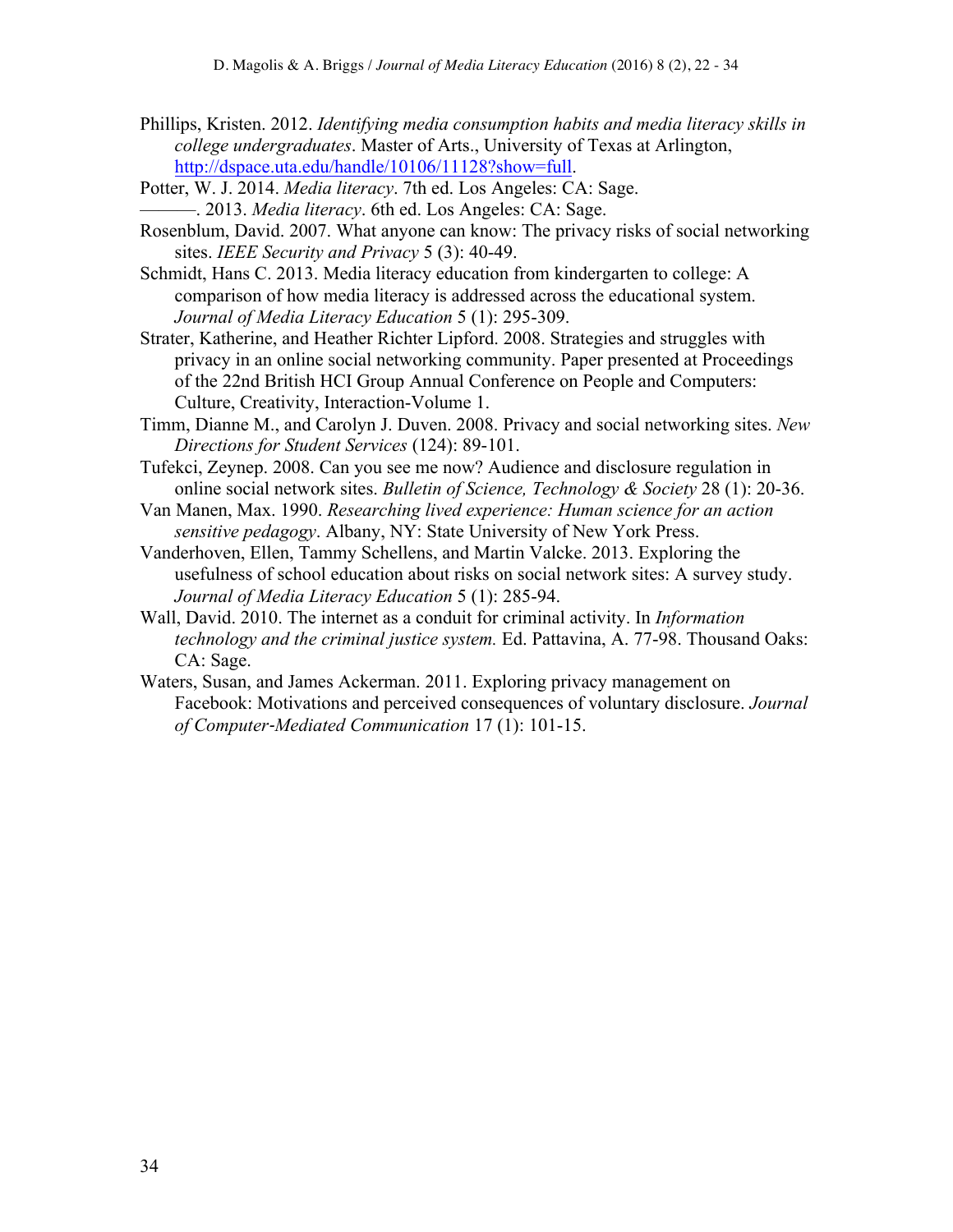Phillips, Kristen. 2012. *Identifying media consumption habits and media literacy skills in college undergraduates*. Master of Arts., University of Texas at Arlington, http://dspace.uta.edu/handle/10106/11128?show=full.

Potter, W. J. 2014. *Media literacy*. 7th ed. Los Angeles: CA: Sage.

———. 2013. *Media literacy*. 6th ed. Los Angeles: CA: Sage.

Rosenblum, David. 2007. What anyone can know: The privacy risks of social networking sites. *IEEE Security and Privacy* 5 (3): 40-49.

Schmidt, Hans C. 2013. Media literacy education from kindergarten to college: A comparison of how media literacy is addressed across the educational system. *Journal of Media Literacy Education* 5 (1): 295-309.

Strater, Katherine, and Heather Richter Lipford. 2008. Strategies and struggles with privacy in an online social networking community. Paper presented at Proceedings of the 22nd British HCI Group Annual Conference on People and Computers: Culture, Creativity, Interaction-Volume 1.

Timm, Dianne M., and Carolyn J. Duven. 2008. Privacy and social networking sites. *New Directions for Student Services* (124): 89-101.

Tufekci, Zeynep. 2008. Can you see me now? Audience and disclosure regulation in online social network sites. *Bulletin of Science, Technology & Society* 28 (1): 20-36.

Van Manen, Max. 1990. *Researching lived experience: Human science for an action sensitive pedagogy*. Albany, NY: State University of New York Press.

Vanderhoven, Ellen, Tammy Schellens, and Martin Valcke. 2013. Exploring the usefulness of school education about risks on social network sites: A survey study. *Journal of Media Literacy Education* 5 (1): 285-94.

Wall, David. 2010. The internet as a conduit for criminal activity. In *Information technology and the criminal justice system.* Ed. Pattavina, A. 77-98. Thousand Oaks: CA: Sage.

Waters, Susan, and James Ackerman. 2011. Exploring privacy management on Facebook: Motivations and perceived consequences of voluntary disclosure. *Journal of Computer-Mediated Communication* 17 (1): 101-15.